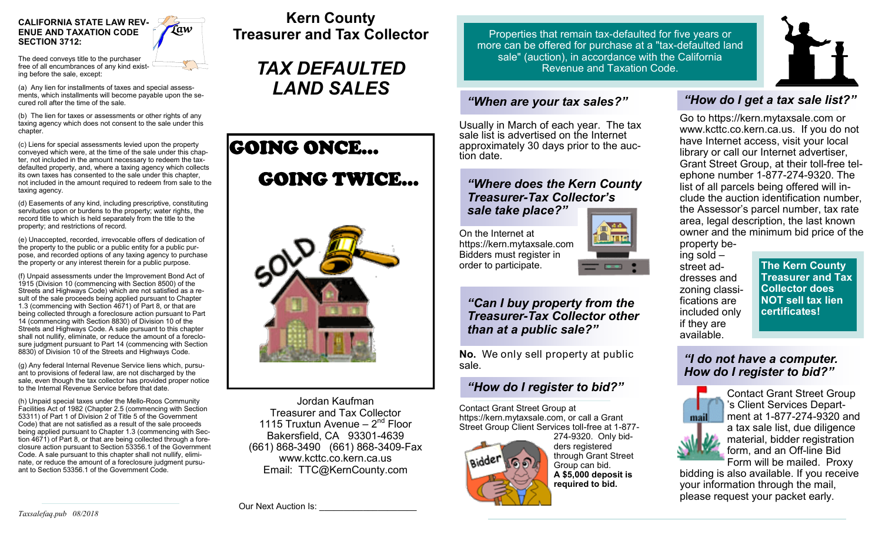**CALIFORNIA STATE LAW REVENUE AND TAXATION CODE SECTION 3712:**

The deed conveys title to the purchaser free of all encumbrances of any kind existing before the sale, except:

(a) Any lien for installments of taxes and special assessments, which installments will become payable upon the secured roll after the time of the sale.

(b) The lien for taxes or assessments or other rights of any taxing agency which does not consent to the sale under this chapter.

(c) Liens for special assessments levied upon the property conveyed which were, at the time of the sale under this chapter, not included in the amount necessary to redeem the tax-defaulted property, and, where a taxing agency which collects its own taxes has consented to the sale under this chapter, not included in the amount required to redeem from sale to the taxing agency.

(d) Easements of any kind, including prescriptive, constituting servitudes upon or burdens to the property; water rights, the record title to which is held separately from the title to the property; and restrictions of record.

(e) Unaccepted, recorded, irrevocable offers of dedication of the property to the public or a public entity for a public purpose, and recorded options of any taxing agency to purchase the property or any interest therein for a public purpose.

(f) Unpaid assessments under the Improvement Bond Act of 1915 (Division 10 (commencing with Section 8500) of the Streets and Highways Code) which are not satisfied as a result of the sale proceeds being applied pursuant to Chapter 1.3 (commencing with Section 4671) of Part 8, or that are being collected through a foreclosure action pursuant to Part 14 (commencing with Section 8830) of Division 10 of the Streets and Highways Code. A sale pursuant to this chapter shall not nullify, eliminate, or reduce the amount of a foreclosure judgment pursuant to Part 14 (commencing with Section 8830) of Division 10 of the Streets and Highways Code.

(g) Any federal Internal Revenue Service liens which, pursuant to provisions of federal law, are not discharged by the sale, even though the tax collector has provided proper notice to the Internal Revenue Service before that date.

(h) Unpaid special taxes under the Mello-Roos Community Facilities Act of 1982 (Chapter 2.5 (commencing with Section 53311) of Part 1 of Division 2 of Title 5 of the Government Code) that are not satisfied as a result of the sale proceeds being applied pursuant to Chapter 1.3 (commencing with Section 4671) of Part 8, or that are being collected through a foreclosure action pursuant to Section 53356.1 of the Government Code. A sale pursuant to this chapter shall not nullify, eliminate, or reduce the amount of a foreclosure judgment pursuant to Section 53356.1 of the Government Code.

*Taxsalefaq.pub 08/2018*

# Kern County Treasurer and Tax Collector

## *TAX DEFAULTED LAND SALES*

GOING ONCE...

GOING TWICE...

Jordan Kaufman
Treasurer and Tax Collector
1115 Truxtun Avenue – 2nd Floor
Bakersfield, CA 93301-4639
(661) 868-3490 (661) 868-3409-Fax
www.kcttc.co.kern.ca.us
Email: TTC@KernCounty.com

Our Next Auction Is: ____________________

Properties that remain tax-defaulted for five years or more can be offered for purchase at a "tax-defaulted land sale" (auction), in accordance with the California Revenue and Taxation Code.

### *"When are your tax sales?"*

Usually in March of each year. The tax sale list is advertised on the Internet approximately 30 days prior to the auction date.

### *"Where does the Kern County Treasurer-Tax Collector's sale take place?"*

On the Internet at https://kern.mytaxsale.com Bidders must register in order to participate.

### *"Can I buy property from the Treasurer-Tax Collector other than at a public sale?"*

**No.** We only sell property at public sale.

### *"How do I register to bid?"*

Contact Grant Street Group at https://kern.mytaxsale.com, or call a Grant Street Group Client Services toll-free at 1-877-274-9320. Only bidders registered through Grant Street Group can bid. **A $5,000 deposit is required to bid.**

### *"How do I get a tax sale list?"*

Go to https://kern.mytaxsale.com or www.kcttc.co.kern.ca.us. If you do not have Internet access, visit your local library or call our Internet advertiser, Grant Street Group, at their toll-free telephone number 1-877-274-9320. The list of all parcels being offered will include the auction identification number, the Assessor's parcel number, tax rate area, legal description, the last known owner and the minimum bid price of the property being sold – street addresses and zoning classifications are included only if they are available.

**The Kern County Treasurer and Tax Collector does NOT sell tax lien certificates!**

### *"I do not have a computer. How do I register to bid?"*

Contact Grant Street Group's Client Services Department at 1-877-274-9320 and a tax sale list, due diligence material, bidder registration form, and an Off-line Bid Form will be mailed. Proxy bidding is also available. If you receive your information through the mail, please request your packet early.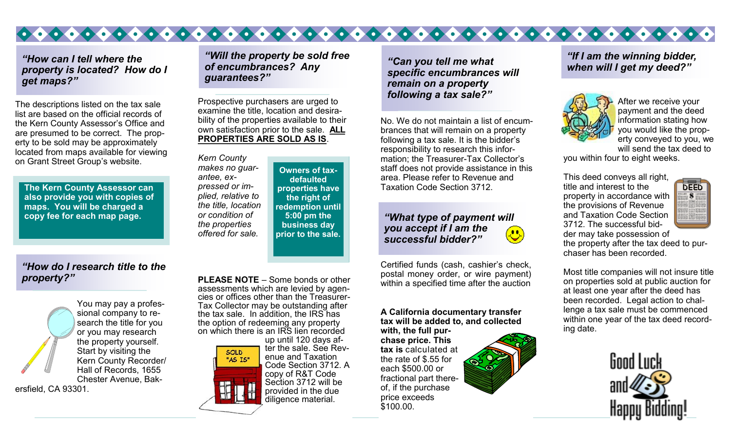## *"How can I tell where the property is located? How do I get maps?"*

The descriptions listed on the tax sale list are based on the official records of the Kern County Assessor's Office and are presumed to be correct. The property to be sold may be approximately located from maps available for viewing on Grant Street Group's website.

**The Kern County Assessor can also provide you with copies of maps. You will be charged a copy fee for each map page.**

## *"How do I research title to the property?"*

You may pay a professional company to research the title for you or you may research the property yourself. Start by visiting the Kern County Recorder/ Hall of Records, 1655 Chester Avenue, Bakersfield, CA 93301.

## *"Will the property be sold free of encumbrances? Any guarantees?"*

Prospective purchasers are urged to examine the title, location and desirability of the properties available to their own satisfaction prior to the sale. **ALL PROPERTIES ARE SOLD AS IS**.

*Kern County makes no guarantee, expressed or implied, relative to the title, location or condition of the properties offered for sale.*

**Owners of tax-defaulted properties have the right of redemption until 5:00 pm the business day prior to the sale.**

**PLEASE NOTE** – Some bonds or other assessments which are levied by agencies or offices other than the Treasurer-Tax Collector may be outstanding after the tax sale. In addition, the IRS has the option of redeeming any property on which there is an IRS lien recorded up until 120 days after the sale. See Revenue and Taxation Code Section 3712. A copy of R&T Code Section 3712 will be provided in the due diligence material.

## *"Can you tell me what specific encumbrances will remain on a property following a tax sale?"*

No. We do not maintain a list of encumbrances that will remain on a property following a tax sale. It is the bidder's responsibility to research this information; the Treasurer-Tax Collector's staff does not provide assistance in this area. Please refer to Revenue and Taxation Code Section 3712.

## *"What type of payment will you accept if I am the successful bidder?"*

Certified funds (cash, cashier's check, postal money order, or wire payment) within a specified time after the auction

**A California documentary transfer tax will be added to, and collected with, the full purchase price. This tax is** calculated at the rate of $.55 for each $500.00 or fractional part thereof, if the purchase price exceeds $100.00.

## *"If I am the winning bidder, when will I get my deed?"*

After we receive your payment and the deed information stating how you would like the property conveyed to you, we will send the tax deed to you within four to eight weeks.

This deed conveys all right, title and interest to the property in accordance with the provisions of Revenue and Taxation Code Section 3712. The successful bidder may take possession of the property after the tax deed to purchaser has been recorded.

Most title companies will not insure title on properties sold at public auction for at least one year after the deed has been recorded. Legal action to challenge a tax sale must be commenced within one year of the tax deed recording date.

Good Luck and Happy Bidding!